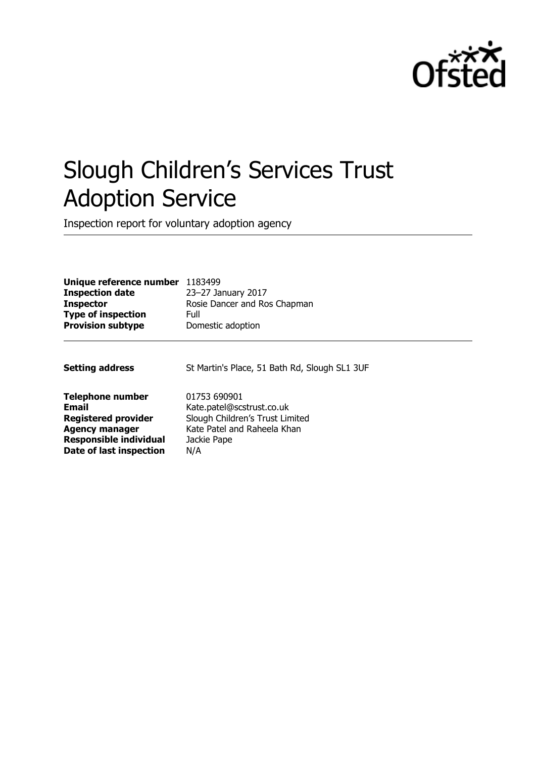# Slough Children's Services Trust Adoption Service

Inspection report for voluntary adoption agency

| | |
|---|---|
| **Unique reference number** | 1183499 |
| **Inspection date** | 23–27 January 2017 |
| **Inspector** | Rosie Dancer and Ros Chapman |
| **Type of inspection** | Full |
| **Provision subtype** | Domestic adoption |

| | |
|---|---|
| **Setting address** | St Martin's Place, 51 Bath Rd, Slough SL1 3UF |

| | |
|---|---|
| **Telephone number** | 01753 690901 |
| **Email** | Kate.patel@scstrust.co.uk |
| **Registered provider** | Slough Children's Trust Limited |
| **Agency manager** | Kate Patel and Raheela Khan |
| **Responsible individual** | Jackie Pape |
| **Date of last inspection** | N/A |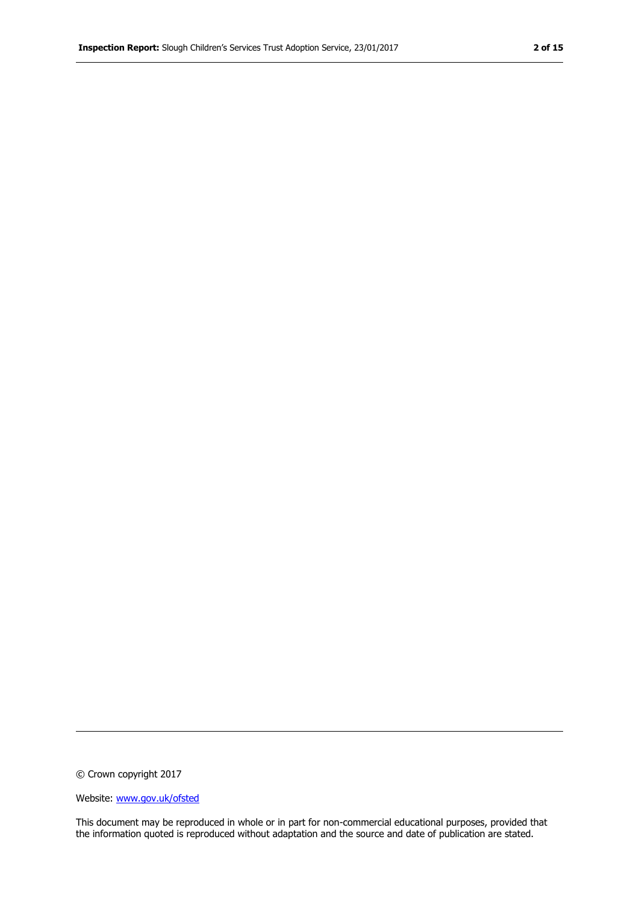© Crown copyright 2017

Website: [www.gov.uk/ofsted](http://www.gov.uk/ofsted)

This document may be reproduced in whole or in part for non-commercial educational purposes, provided that the information quoted is reproduced without adaptation and the source and date of publication are stated.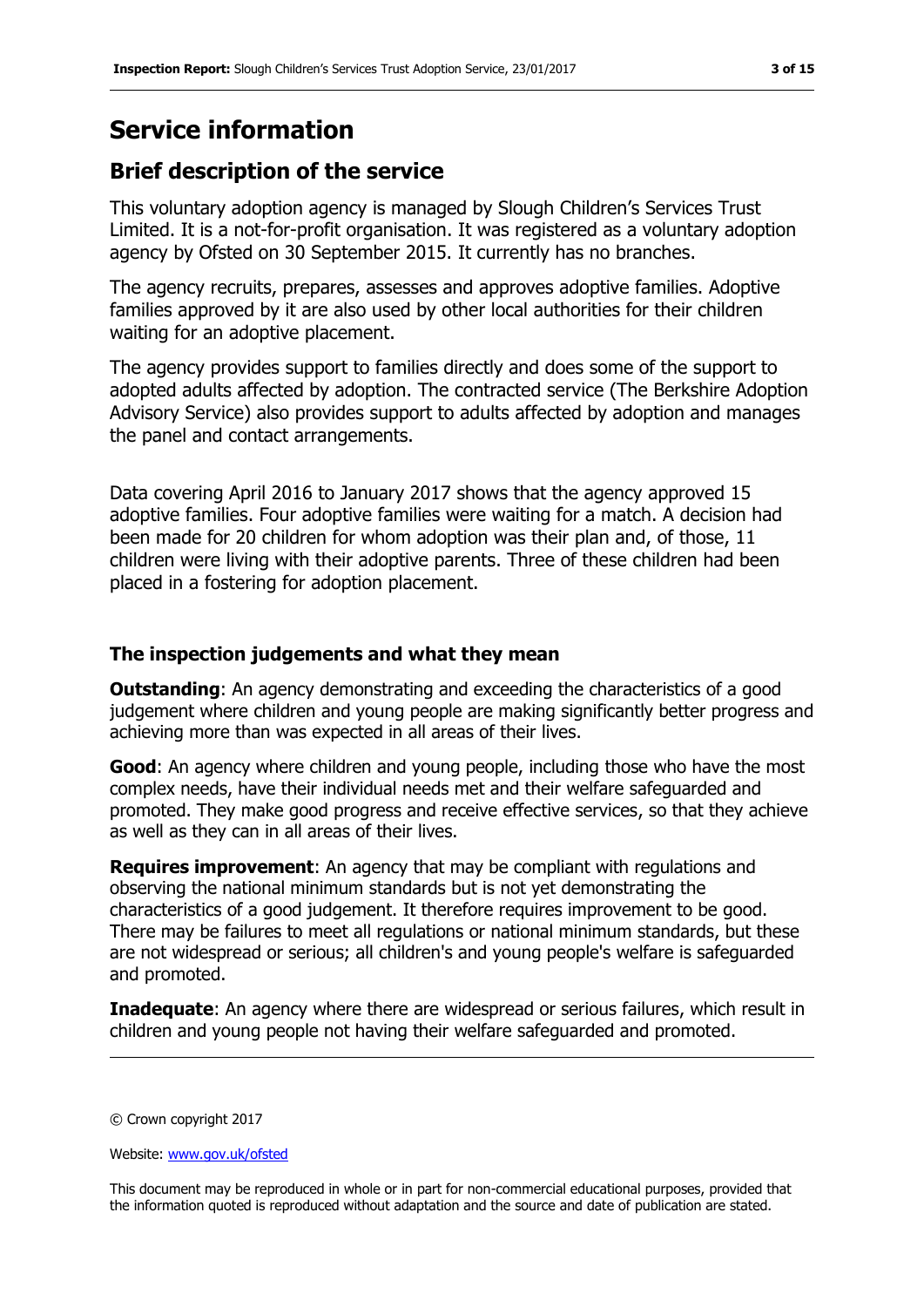# Service information

## Brief description of the service

This voluntary adoption agency is managed by Slough Children's Services Trust Limited. It is a not-for-profit organisation. It was registered as a voluntary adoption agency by Ofsted on 30 September 2015. It currently has no branches.

The agency recruits, prepares, assesses and approves adoptive families. Adoptive families approved by it are also used by other local authorities for their children waiting for an adoptive placement.

The agency provides support to families directly and does some of the support to adopted adults affected by adoption. The contracted service (The Berkshire Adoption Advisory Service) also provides support to adults affected by adoption and manages the panel and contact arrangements.

Data covering April 2016 to January 2017 shows that the agency approved 15 adoptive families. Four adoptive families were waiting for a match. A decision had been made for 20 children for whom adoption was their plan and, of those, 11 children were living with their adoptive parents. Three of these children had been placed in a fostering for adoption placement.

### The inspection judgements and what they mean

**Outstanding**: An agency demonstrating and exceeding the characteristics of a good judgement where children and young people are making significantly better progress and achieving more than was expected in all areas of their lives.

**Good**: An agency where children and young people, including those who have the most complex needs, have their individual needs met and their welfare safeguarded and promoted. They make good progress and receive effective services, so that they achieve as well as they can in all areas of their lives.

**Requires improvement**: An agency that may be compliant with regulations and observing the national minimum standards but is not yet demonstrating the characteristics of a good judgement. It therefore requires improvement to be good. There may be failures to meet all regulations or national minimum standards, but these are not widespread or serious; all children's and young people's welfare is safeguarded and promoted.

**Inadequate**: An agency where there are widespread or serious failures, which result in children and young people not having their welfare safeguarded and promoted.

© Crown copyright 2017

Website: www.gov.uk/ofsted

This document may be reproduced in whole or in part for non-commercial educational purposes, provided that the information quoted is reproduced without adaptation and the source and date of publication are stated.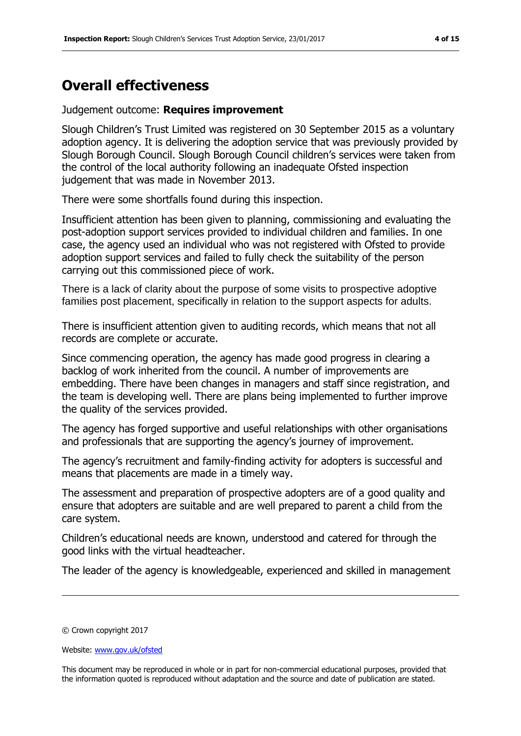## Overall effectiveness

Judgement outcome: **Requires improvement**

Slough Children's Trust Limited was registered on 30 September 2015 as a voluntary adoption agency. It is delivering the adoption service that was previously provided by Slough Borough Council. Slough Borough Council children's services were taken from the control of the local authority following an inadequate Ofsted inspection judgement that was made in November 2013.

There were some shortfalls found during this inspection.

Insufficient attention has been given to planning, commissioning and evaluating the post-adoption support services provided to individual children and families. In one case, the agency used an individual who was not registered with Ofsted to provide adoption support services and failed to fully check the suitability of the person carrying out this commissioned piece of work.

There is a lack of clarity about the purpose of some visits to prospective adoptive families post placement, specifically in relation to the support aspects for adults.

There is insufficient attention given to auditing records, which means that not all records are complete or accurate.

Since commencing operation, the agency has made good progress in clearing a backlog of work inherited from the council. A number of improvements are embedding. There have been changes in managers and staff since registration, and the team is developing well. There are plans being implemented to further improve the quality of the services provided.

The agency has forged supportive and useful relationships with other organisations and professionals that are supporting the agency's journey of improvement.

The agency's recruitment and family-finding activity for adopters is successful and means that placements are made in a timely way.

The assessment and preparation of prospective adopters are of a good quality and ensure that adopters are suitable and are well prepared to parent a child from the care system.

Children's educational needs are known, understood and catered for through the good links with the virtual headteacher.

The leader of the agency is knowledgeable, experienced and skilled in management

© Crown copyright 2017

Website: www.gov.uk/ofsted

This document may be reproduced in whole or in part for non-commercial educational purposes, provided that the information quoted is reproduced without adaptation and the source and date of publication are stated.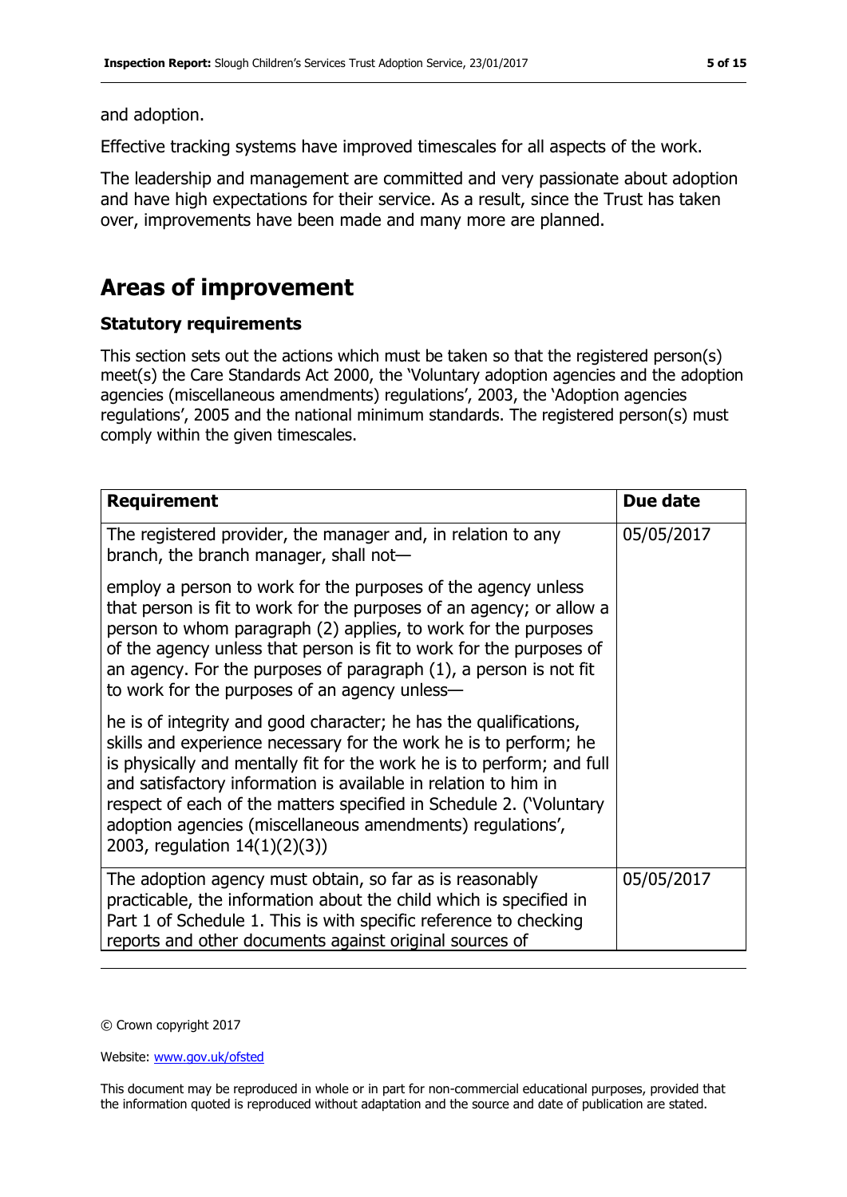and adoption.

Effective tracking systems have improved timescales for all aspects of the work.

The leadership and management are committed and very passionate about adoption and have high expectations for their service. As a result, since the Trust has taken over, improvements have been made and many more are planned.

## Areas of improvement

### Statutory requirements

This section sets out the actions which must be taken so that the registered person(s) meet(s) the Care Standards Act 2000, the 'Voluntary adoption agencies and the adoption agencies (miscellaneous amendments) regulations', 2003, the 'Adoption agencies regulations', 2005 and the national minimum standards. The registered person(s) must comply within the given timescales.

| Requirement | Due date |
| --- | --- |
| The registered provider, the manager and, in relation to any branch, the branch manager, shall not— <br><br> employ a person to work for the purposes of the agency unless that person is fit to work for the purposes of an agency; or allow a person to whom paragraph (2) applies, to work for the purposes of the agency unless that person is fit to work for the purposes of an agency. For the purposes of paragraph (1), a person is not fit to work for the purposes of an agency unless— <br><br> he is of integrity and good character; he has the qualifications, skills and experience necessary for the work he is to perform; he is physically and mentally fit for the work he is to perform; and full and satisfactory information is available in relation to him in respect of each of the matters specified in Schedule 2. ('Voluntary adoption agencies (miscellaneous amendments) regulations', 2003, regulation 14(1)(2)(3)) | 05/05/2017 |
| The adoption agency must obtain, so far as is reasonably practicable, the information about the child which is specified in Part 1 of Schedule 1. This is with specific reference to checking reports and other documents against original sources of | 05/05/2017 |

© Crown copyright 2017

Website: www.gov.uk/ofsted

This document may be reproduced in whole or in part for non-commercial educational purposes, provided that the information quoted is reproduced without adaptation and the source and date of publication are stated.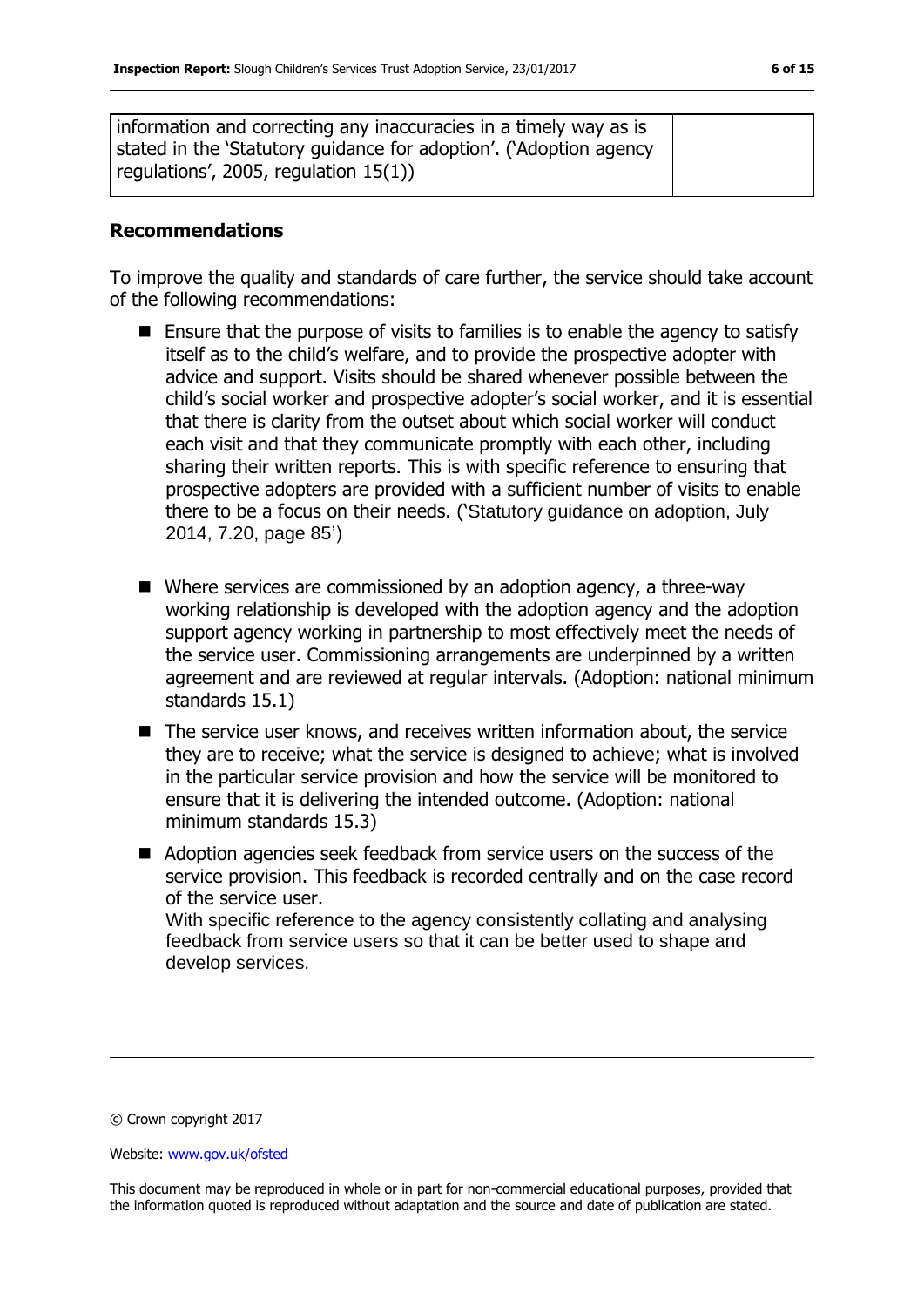| information and correcting any inaccuracies in a timely way as is stated in the 'Statutory guidance for adoption'. ('Adoption agency regulations', 2005, regulation 15(1)) | |
|---|---|

## Recommendations

To improve the quality and standards of care further, the service should take account of the following recommendations:

- Ensure that the purpose of visits to families is to enable the agency to satisfy itself as to the child's welfare, and to provide the prospective adopter with advice and support. Visits should be shared whenever possible between the child's social worker and prospective adopter's social worker, and it is essential that there is clarity from the outset about which social worker will conduct each visit and that they communicate promptly with each other, including sharing their written reports. This is with specific reference to ensuring that prospective adopters are provided with a sufficient number of visits to enable there to be a focus on their needs. ('Statutory guidance on adoption, July 2014, 7.20, page 85')
- Where services are commissioned by an adoption agency, a three-way working relationship is developed with the adoption agency and the adoption support agency working in partnership to most effectively meet the needs of the service user. Commissioning arrangements are underpinned by a written agreement and are reviewed at regular intervals. (Adoption: national minimum standards 15.1)
- The service user knows, and receives written information about, the service they are to receive; what the service is designed to achieve; what is involved in the particular service provision and how the service will be monitored to ensure that it is delivering the intended outcome. (Adoption: national minimum standards 15.3)
- Adoption agencies seek feedback from service users on the success of the service provision. This feedback is recorded centrally and on the case record of the service user.
  With specific reference to the agency consistently collating and analysing feedback from service users so that it can be better used to shape and develop services.

© Crown copyright 2017

Website: www.gov.uk/ofsted

This document may be reproduced in whole or in part for non-commercial educational purposes, provided that the information quoted is reproduced without adaptation and the source and date of publication are stated.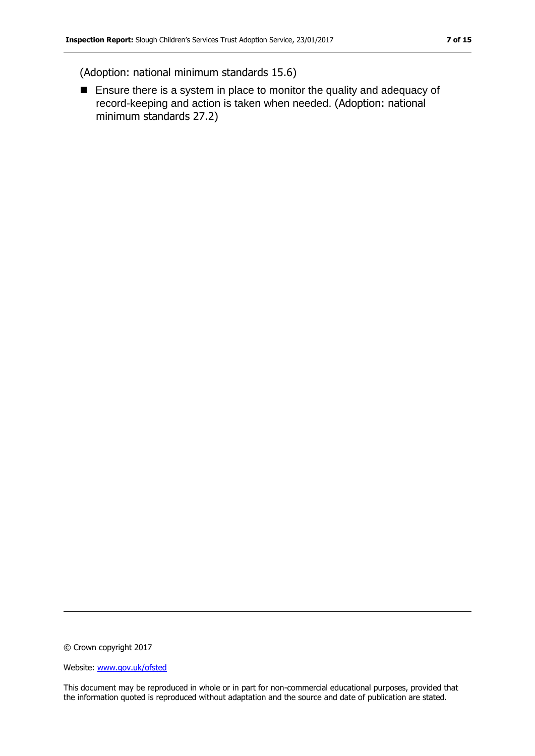(Adoption: national minimum standards 15.6)

- Ensure there is a system in place to monitor the quality and adequacy of record-keeping and action is taken when needed. (Adoption: national minimum standards 27.2)

© Crown copyright 2017

Website: www.gov.uk/ofsted

This document may be reproduced in whole or in part for non-commercial educational purposes, provided that the information quoted is reproduced without adaptation and the source and date of publication are stated.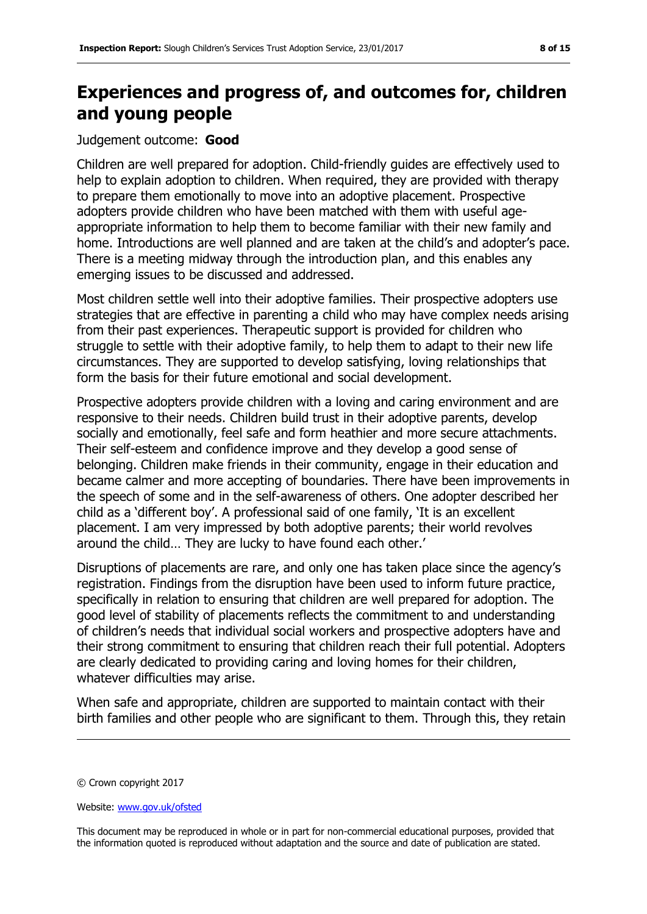## Experiences and progress of, and outcomes for, children and young people

Judgement outcome: **Good**

Children are well prepared for adoption. Child-friendly guides are effectively used to help to explain adoption to children. When required, they are provided with therapy to prepare them emotionally to move into an adoptive placement. Prospective adopters provide children who have been matched with them with useful age-appropriate information to help them to become familiar with their new family and home. Introductions are well planned and are taken at the child's and adopter's pace. There is a meeting midway through the introduction plan, and this enables any emerging issues to be discussed and addressed.

Most children settle well into their adoptive families. Their prospective adopters use strategies that are effective in parenting a child who may have complex needs arising from their past experiences. Therapeutic support is provided for children who struggle to settle with their adoptive family, to help them to adapt to their new life circumstances. They are supported to develop satisfying, loving relationships that form the basis for their future emotional and social development.

Prospective adopters provide children with a loving and caring environment and are responsive to their needs. Children build trust in their adoptive parents, develop socially and emotionally, feel safe and form heathier and more secure attachments. Their self-esteem and confidence improve and they develop a good sense of belonging. Children make friends in their community, engage in their education and became calmer and more accepting of boundaries. There have been improvements in the speech of some and in the self-awareness of others. One adopter described her child as a 'different boy'. A professional said of one family, 'It is an excellent placement. I am very impressed by both adoptive parents; their world revolves around the child… They are lucky to have found each other.'

Disruptions of placements are rare, and only one has taken place since the agency's registration. Findings from the disruption have been used to inform future practice, specifically in relation to ensuring that children are well prepared for adoption. The good level of stability of placements reflects the commitment to and understanding of children's needs that individual social workers and prospective adopters have and their strong commitment to ensuring that children reach their full potential. Adopters are clearly dedicated to providing caring and loving homes for their children, whatever difficulties may arise.

When safe and appropriate, children are supported to maintain contact with their birth families and other people who are significant to them. Through this, they retain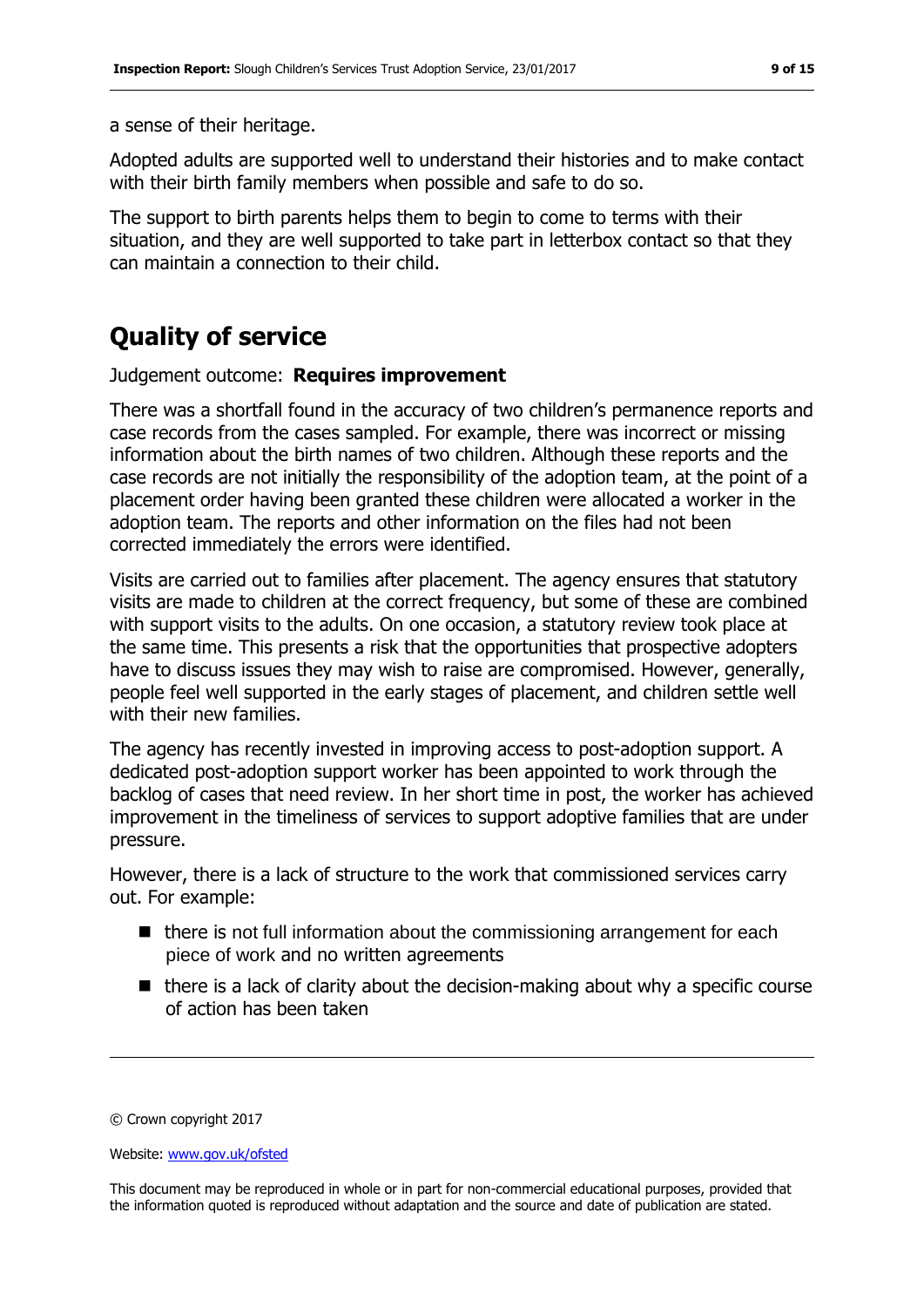a sense of their heritage.

Adopted adults are supported well to understand their histories and to make contact with their birth family members when possible and safe to do so.

The support to birth parents helps them to begin to come to terms with their situation, and they are well supported to take part in letterbox contact so that they can maintain a connection to their child.

## Quality of service

Judgement outcome: **Requires improvement**

There was a shortfall found in the accuracy of two children's permanence reports and case records from the cases sampled. For example, there was incorrect or missing information about the birth names of two children. Although these reports and the case records are not initially the responsibility of the adoption team, at the point of a placement order having been granted these children were allocated a worker in the adoption team. The reports and other information on the files had not been corrected immediately the errors were identified.

Visits are carried out to families after placement. The agency ensures that statutory visits are made to children at the correct frequency, but some of these are combined with support visits to the adults. On one occasion, a statutory review took place at the same time. This presents a risk that the opportunities that prospective adopters have to discuss issues they may wish to raise are compromised. However, generally, people feel well supported in the early stages of placement, and children settle well with their new families.

The agency has recently invested in improving access to post-adoption support. A dedicated post-adoption support worker has been appointed to work through the backlog of cases that need review. In her short time in post, the worker has achieved improvement in the timeliness of services to support adoptive families that are under pressure.

However, there is a lack of structure to the work that commissioned services carry out. For example:

- there is not full information about the commissioning arrangement for each piece of work and no written agreements
- there is a lack of clarity about the decision-making about why a specific course of action has been taken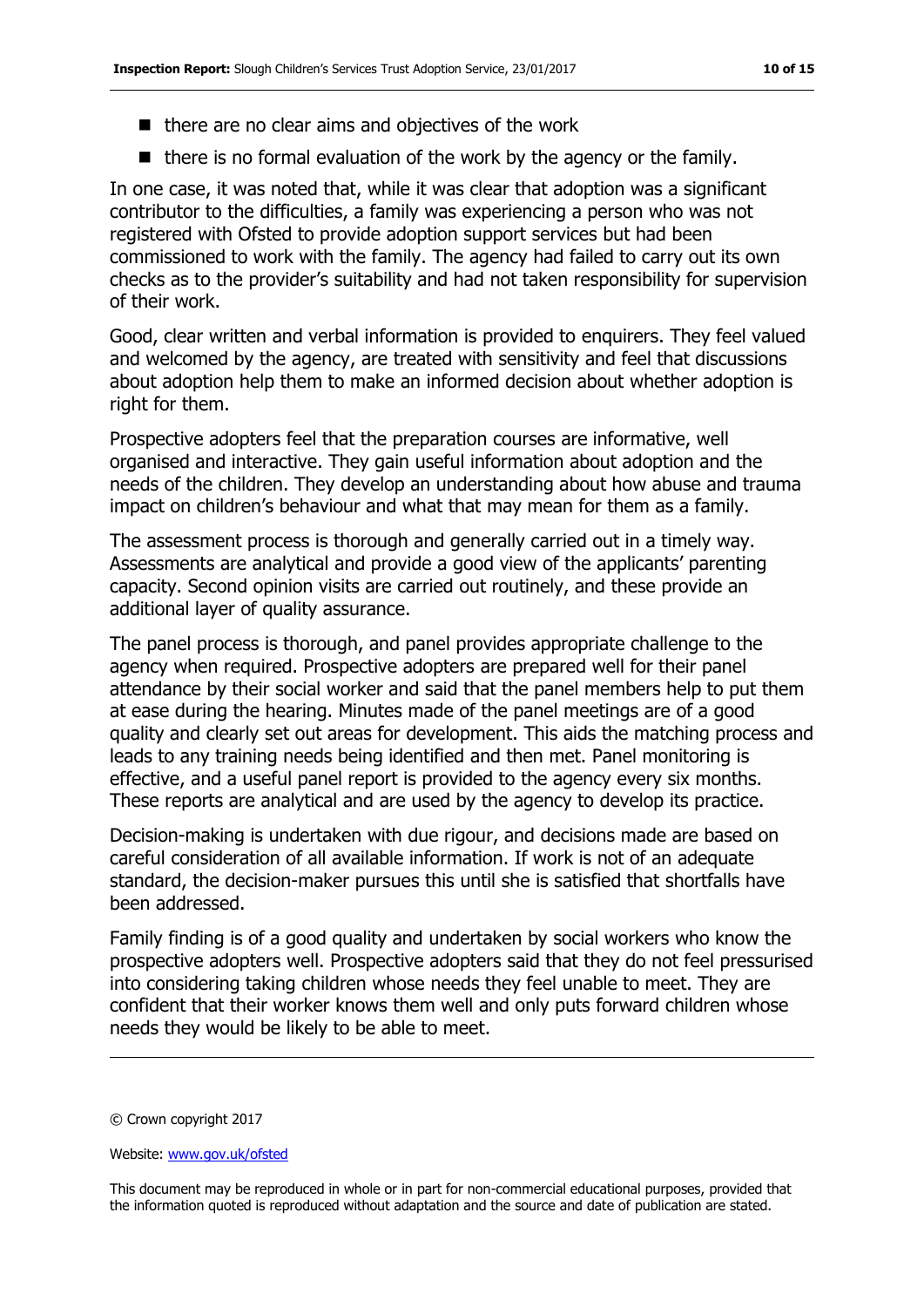- there are no clear aims and objectives of the work
- there is no formal evaluation of the work by the agency or the family.

In one case, it was noted that, while it was clear that adoption was a significant contributor to the difficulties, a family was experiencing a person who was not registered with Ofsted to provide adoption support services but had been commissioned to work with the family. The agency had failed to carry out its own checks as to the provider's suitability and had not taken responsibility for supervision of their work.

Good, clear written and verbal information is provided to enquirers. They feel valued and welcomed by the agency, are treated with sensitivity and feel that discussions about adoption help them to make an informed decision about whether adoption is right for them.

Prospective adopters feel that the preparation courses are informative, well organised and interactive. They gain useful information about adoption and the needs of the children. They develop an understanding about how abuse and trauma impact on children's behaviour and what that may mean for them as a family.

The assessment process is thorough and generally carried out in a timely way. Assessments are analytical and provide a good view of the applicants' parenting capacity. Second opinion visits are carried out routinely, and these provide an additional layer of quality assurance.

The panel process is thorough, and panel provides appropriate challenge to the agency when required. Prospective adopters are prepared well for their panel attendance by their social worker and said that the panel members help to put them at ease during the hearing. Minutes made of the panel meetings are of a good quality and clearly set out areas for development. This aids the matching process and leads to any training needs being identified and then met. Panel monitoring is effective, and a useful panel report is provided to the agency every six months. These reports are analytical and are used by the agency to develop its practice.

Decision-making is undertaken with due rigour, and decisions made are based on careful consideration of all available information. If work is not of an adequate standard, the decision-maker pursues this until she is satisfied that shortfalls have been addressed.

Family finding is of a good quality and undertaken by social workers who know the prospective adopters well. Prospective adopters said that they do not feel pressurised into considering taking children whose needs they feel unable to meet. They are confident that their worker knows them well and only puts forward children whose needs they would be likely to be able to meet.

© Crown copyright 2017

Website: www.gov.uk/ofsted

This document may be reproduced in whole or in part for non-commercial educational purposes, provided that the information quoted is reproduced without adaptation and the source and date of publication are stated.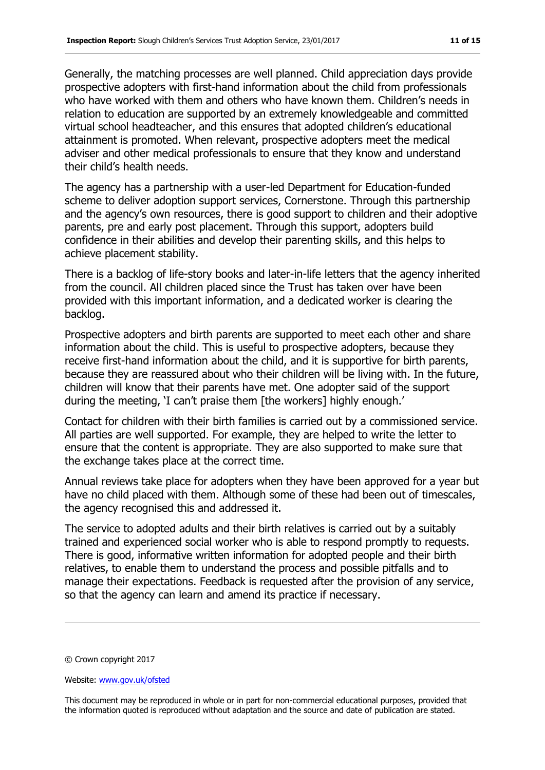Generally, the matching processes are well planned. Child appreciation days provide prospective adopters with first-hand information about the child from professionals who have worked with them and others who have known them. Children's needs in relation to education are supported by an extremely knowledgeable and committed virtual school headteacher, and this ensures that adopted children's educational attainment is promoted. When relevant, prospective adopters meet the medical adviser and other medical professionals to ensure that they know and understand their child's health needs.

The agency has a partnership with a user-led Department for Education-funded scheme to deliver adoption support services, Cornerstone. Through this partnership and the agency's own resources, there is good support to children and their adoptive parents, pre and early post placement. Through this support, adopters build confidence in their abilities and develop their parenting skills, and this helps to achieve placement stability.

There is a backlog of life-story books and later-in-life letters that the agency inherited from the council. All children placed since the Trust has taken over have been provided with this important information, and a dedicated worker is clearing the backlog.

Prospective adopters and birth parents are supported to meet each other and share information about the child. This is useful to prospective adopters, because they receive first-hand information about the child, and it is supportive for birth parents, because they are reassured about who their children will be living with. In the future, children will know that their parents have met. One adopter said of the support during the meeting, 'I can't praise them [the workers] highly enough.'

Contact for children with their birth families is carried out by a commissioned service. All parties are well supported. For example, they are helped to write the letter to ensure that the content is appropriate. They are also supported to make sure that the exchange takes place at the correct time.

Annual reviews take place for adopters when they have been approved for a year but have no child placed with them. Although some of these had been out of timescales, the agency recognised this and addressed it.

The service to adopted adults and their birth relatives is carried out by a suitably trained and experienced social worker who is able to respond promptly to requests. There is good, informative written information for adopted people and their birth relatives, to enable them to understand the process and possible pitfalls and to manage their expectations. Feedback is requested after the provision of any service, so that the agency can learn and amend its practice if necessary.

© Crown copyright 2017

Website: www.gov.uk/ofsted

This document may be reproduced in whole or in part for non-commercial educational purposes, provided that the information quoted is reproduced without adaptation and the source and date of publication are stated.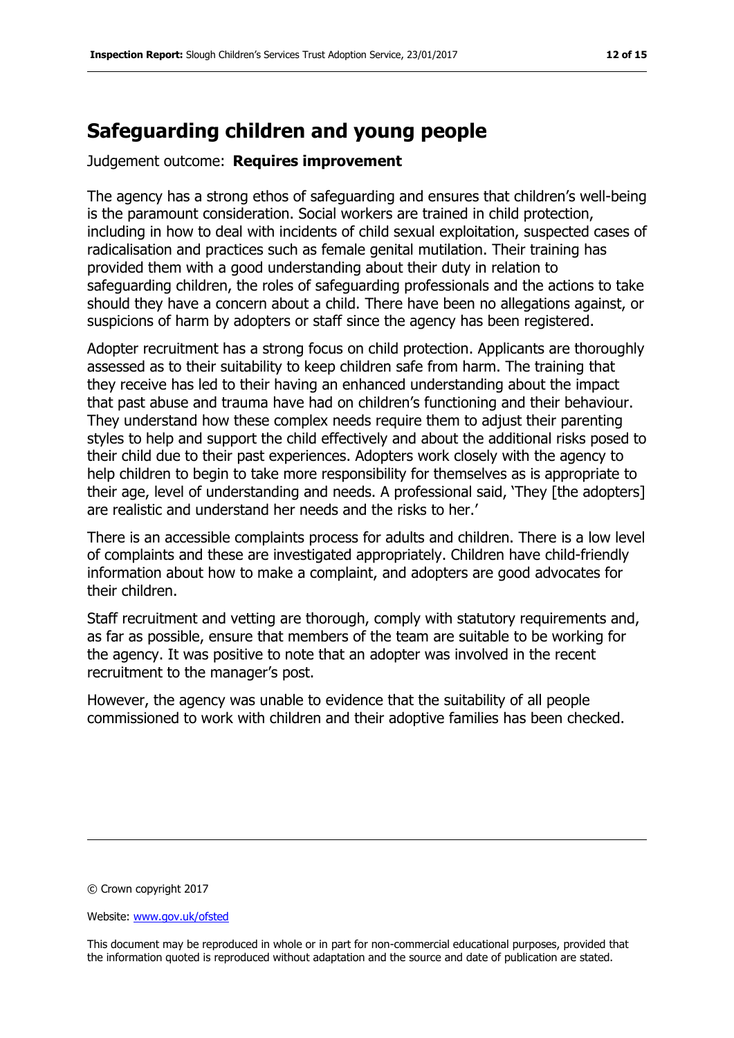## Safeguarding children and young people

Judgement outcome: **Requires improvement**

The agency has a strong ethos of safeguarding and ensures that children's well-being is the paramount consideration. Social workers are trained in child protection, including in how to deal with incidents of child sexual exploitation, suspected cases of radicalisation and practices such as female genital mutilation. Their training has provided them with a good understanding about their duty in relation to safeguarding children, the roles of safeguarding professionals and the actions to take should they have a concern about a child. There have been no allegations against, or suspicions of harm by adopters or staff since the agency has been registered.

Adopter recruitment has a strong focus on child protection. Applicants are thoroughly assessed as to their suitability to keep children safe from harm. The training that they receive has led to their having an enhanced understanding about the impact that past abuse and trauma have had on children's functioning and their behaviour. They understand how these complex needs require them to adjust their parenting styles to help and support the child effectively and about the additional risks posed to their child due to their past experiences. Adopters work closely with the agency to help children to begin to take more responsibility for themselves as is appropriate to their age, level of understanding and needs. A professional said, 'They [the adopters] are realistic and understand her needs and the risks to her.'

There is an accessible complaints process for adults and children. There is a low level of complaints and these are investigated appropriately. Children have child-friendly information about how to make a complaint, and adopters are good advocates for their children.

Staff recruitment and vetting are thorough, comply with statutory requirements and, as far as possible, ensure that members of the team are suitable to be working for the agency. It was positive to note that an adopter was involved in the recent recruitment to the manager's post.

However, the agency was unable to evidence that the suitability of all people commissioned to work with children and their adoptive families has been checked.

© Crown copyright 2017

Website: www.gov.uk/ofsted

This document may be reproduced in whole or in part for non-commercial educational purposes, provided that the information quoted is reproduced without adaptation and the source and date of publication are stated.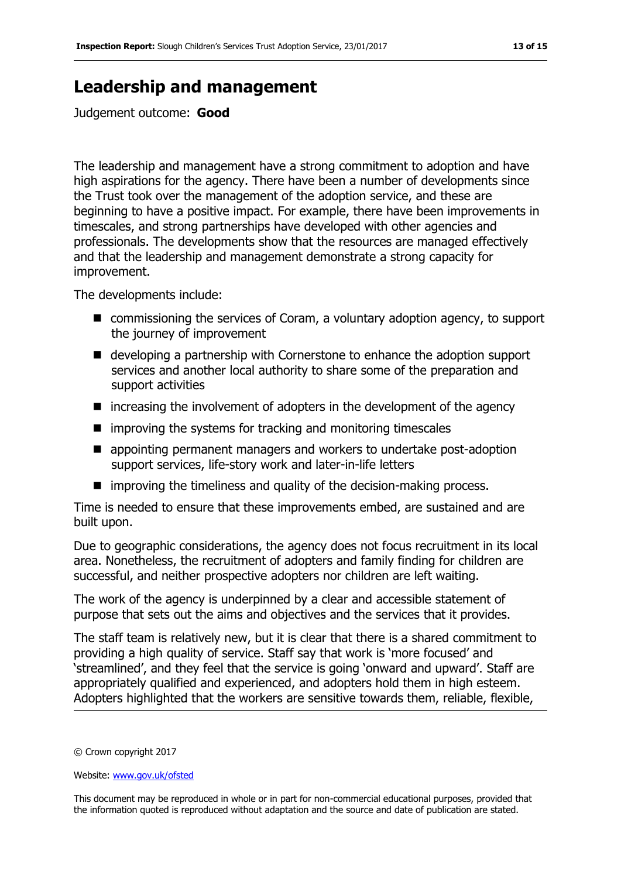## Leadership and management

Judgement outcome: **Good**

The leadership and management have a strong commitment to adoption and have high aspirations for the agency. There have been a number of developments since the Trust took over the management of the adoption service, and these are beginning to have a positive impact. For example, there have been improvements in timescales, and strong partnerships have developed with other agencies and professionals. The developments show that the resources are managed effectively and that the leadership and management demonstrate a strong capacity for improvement.

The developments include:

- commissioning the services of Coram, a voluntary adoption agency, to support the journey of improvement
- developing a partnership with Cornerstone to enhance the adoption support services and another local authority to share some of the preparation and support activities
- increasing the involvement of adopters in the development of the agency
- improving the systems for tracking and monitoring timescales
- appointing permanent managers and workers to undertake post-adoption support services, life-story work and later-in-life letters
- improving the timeliness and quality of the decision-making process.

Time is needed to ensure that these improvements embed, are sustained and are built upon.

Due to geographic considerations, the agency does not focus recruitment in its local area. Nonetheless, the recruitment of adopters and family finding for children are successful, and neither prospective adopters nor children are left waiting.

The work of the agency is underpinned by a clear and accessible statement of purpose that sets out the aims and objectives and the services that it provides.

The staff team is relatively new, but it is clear that there is a shared commitment to providing a high quality of service. Staff say that work is 'more focused' and 'streamlined', and they feel that the service is going 'onward and upward'. Staff are appropriately qualified and experienced, and adopters hold them in high esteem. Adopters highlighted that the workers are sensitive towards them, reliable, flexible,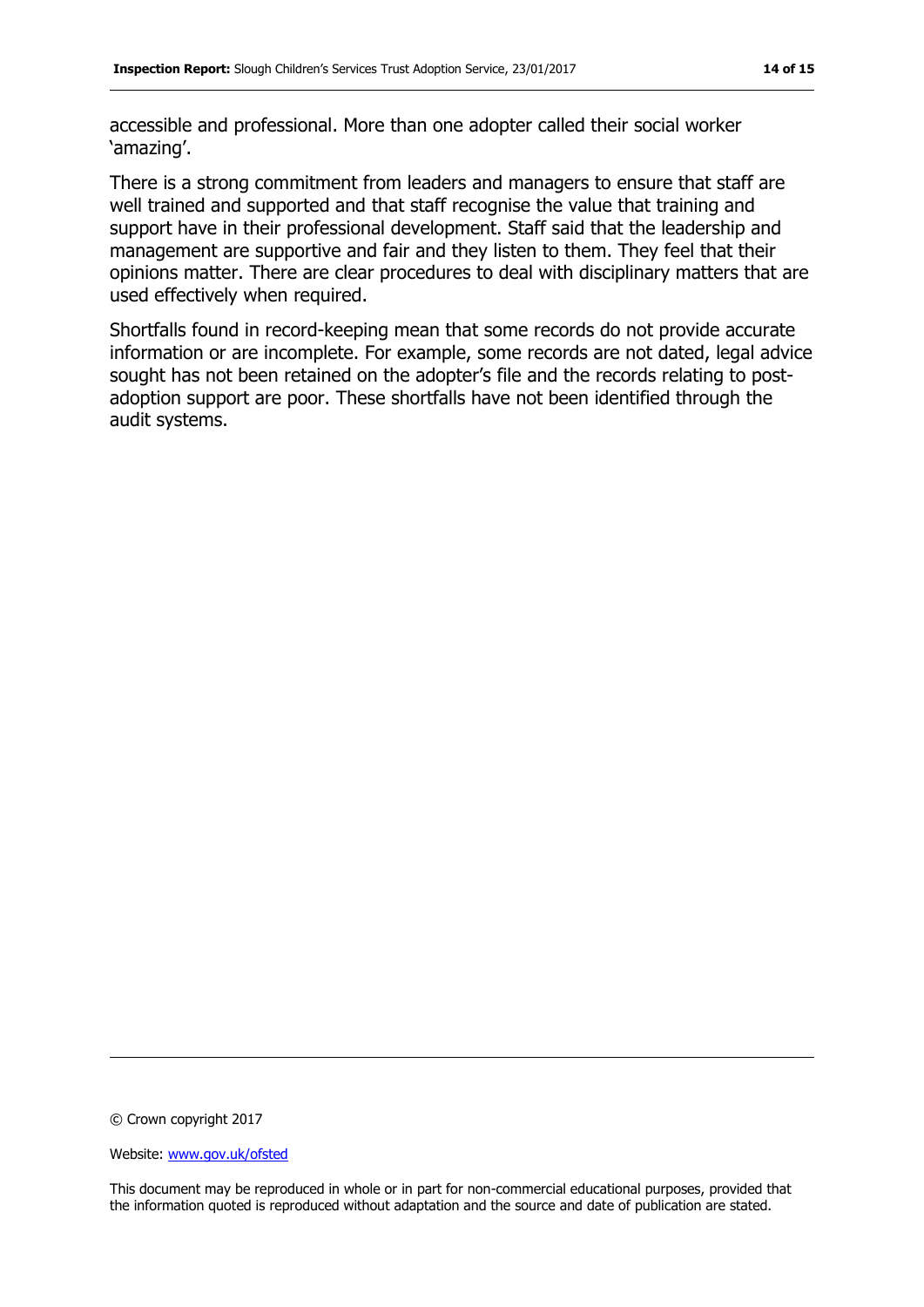accessible and professional. More than one adopter called their social worker 'amazing'.

There is a strong commitment from leaders and managers to ensure that staff are well trained and supported and that staff recognise the value that training and support have in their professional development. Staff said that the leadership and management are supportive and fair and they listen to them. They feel that their opinions matter. There are clear procedures to deal with disciplinary matters that are used effectively when required.

Shortfalls found in record-keeping mean that some records do not provide accurate information or are incomplete. For example, some records are not dated, legal advice sought has not been retained on the adopter's file and the records relating to post-adoption support are poor. These shortfalls have not been identified through the audit systems.

---

© Crown copyright 2017

Website: [www.gov.uk/ofsted](http://www.gov.uk/ofsted)

This document may be reproduced in whole or in part for non-commercial educational purposes, provided that the information quoted is reproduced without adaptation and the source and date of publication are stated.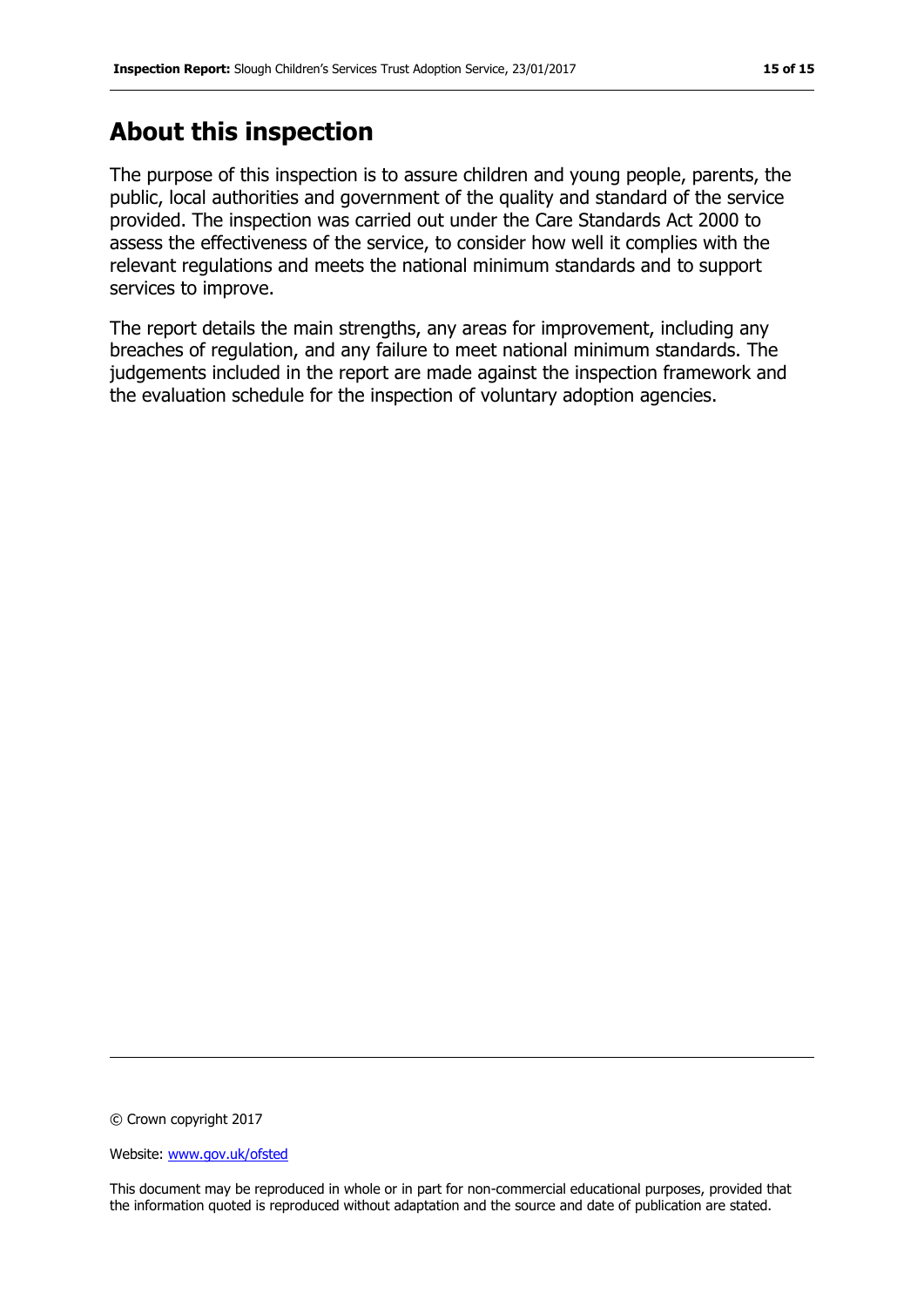## About this inspection

The purpose of this inspection is to assure children and young people, parents, the public, local authorities and government of the quality and standard of the service provided. The inspection was carried out under the Care Standards Act 2000 to assess the effectiveness of the service, to consider how well it complies with the relevant regulations and meets the national minimum standards and to support services to improve.

The report details the main strengths, any areas for improvement, including any breaches of regulation, and any failure to meet national minimum standards. The judgements included in the report are made against the inspection framework and the evaluation schedule for the inspection of voluntary adoption agencies.

© Crown copyright 2017

Website: [www.gov.uk/ofsted](www.gov.uk/ofsted)

This document may be reproduced in whole or in part for non-commercial educational purposes, provided that the information quoted is reproduced without adaptation and the source and date of publication are stated.